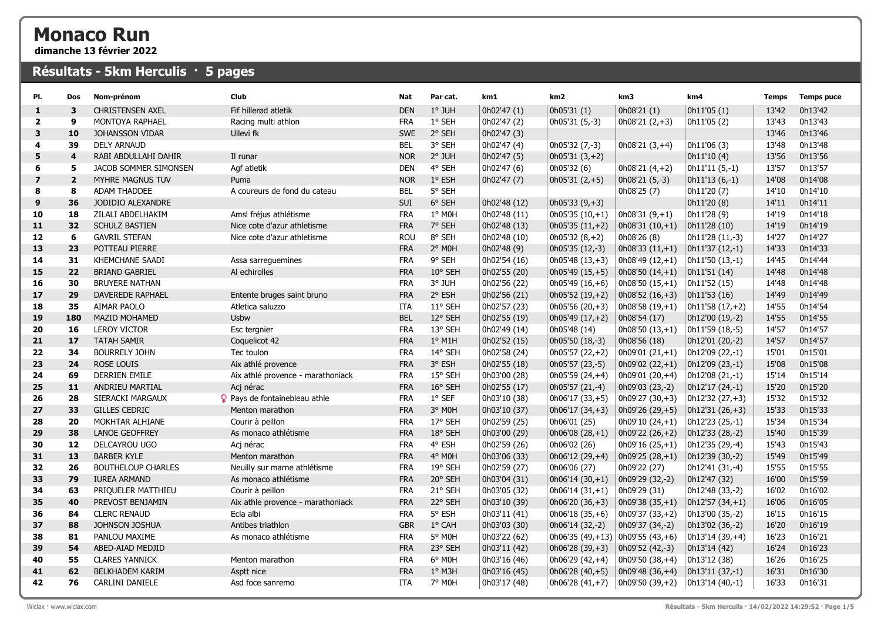# Monaco Run

**dimanche 13 février 2022**

## Résultats - 5km Herculis · 5 pages

| Pl. | Dos | Nom-prénom | Club | Nat | Par cat. | km1 | km2 | km3 | km4 | Temps | Temps puce |
|---|---|---|---|---|---|---|---|---|---|---|---|
| 1 | 3 | CHRISTENSEN AXEL | Fif hillerød atletik | DEN | 1° JUH | 0h02'47 (1) | 0h05'31 (1) | 0h08'21 (1) | 0h11'05 (1) | 13'42 | 0h13'42 |
| 2 | 9 | MONTOYA RAPHAEL | Racing multi athlon | FRA | 1° SEH | 0h02'47 (2) | 0h05'31 (5,-3) | 0h08'21 (2,+3) | 0h11'05 (2) | 13'43 | 0h13'43 |
| 3 | 10 | JOHANSSON VIDAR | Ullevi fk | SWE | 2° SEH | 0h02'47 (3) | | | | 13'46 | 0h13'46 |
| 4 | 39 | DELY ARNAUD | | BEL | 3° SEH | 0h02'47 (4) | 0h05'32 (7,-3) | 0h08'21 (3,+4) | 0h11'06 (3) | 13'48 | 0h13'48 |
| 5 | 4 | RABI ABDULLAHI DAHIR | Il runar | NOR | 2° JUH | 0h02'47 (5) | 0h05'31 (3,+2) | | 0h11'10 (4) | 13'56 | 0h13'56 |
| 6 | 5 | JACOB SOMMER SIMONSEN | Agf atletik | DEN | 4° SEH | 0h02'47 (6) | 0h05'32 (6) | 0h08'21 (4,+2) | 0h11'11 (5,-1) | 13'57 | 0h13'57 |
| 7 | 2 | MYHRE MAGNUS TUV | Puma | NOR | 1° ESH | 0h02'47 (7) | 0h05'31 (2,+5) | 0h08'21 (5,-3) | 0h11'13 (6,-1) | 14'08 | 0h14'08 |
| 8 | 8 | ADAM THADDEE | A coureurs de fond du cateau | BEL | 5° SEH | | | 0h08'25 (7) | 0h11'20 (7) | 14'10 | 0h14'10 |
| 9 | 36 | JODIDIO ALEXANDRE | | SUI | 6° SEH | 0h02'48 (12) | 0h05'33 (9,+3) | | 0h11'20 (8) | 14'11 | 0h14'11 |
| 10 | 18 | ZILALI ABDELHAKIM | Amsl fréjus athlétisme | FRA | 1° M0H | 0h02'48 (11) | 0h05'35 (10,+1) | 0h08'31 (9,+1) | 0h11'28 (9) | 14'19 | 0h14'18 |
| 11 | 32 | SCHULZ BASTIEN | Nice cote d'azur athletisme | FRA | 7° SEH | 0h02'48 (13) | 0h05'35 (11,+2) | 0h08'31 (10,+1) | 0h11'28 (10) | 14'19 | 0h14'19 |
| 12 | 6 | GAVRIL STEFAN | Nice cote d'azur athletisme | ROU | 8° SEH | 0h02'48 (10) | 0h05'32 (8,+2) | 0h08'26 (8) | 0h11'28 (11,-3) | 14'27 | 0h14'27 |
| 13 | 23 | POTTEAU PIERRE | | FRA | 2° M0H | 0h02'48 (9) | 0h05'35 (12,-3) | 0h08'33 (11,+1) | 0h11'37 (12,-1) | 14'33 | 0h14'33 |
| 14 | 31 | KHEMCHANE SAADI | Assa sarreguemines | FRA | 9° SEH | 0h02'54 (16) | 0h05'48 (13,+3) | 0h08'49 (12,+1) | 0h11'50 (13,-1) | 14'45 | 0h14'44 |
| 15 | 22 | BRIAND GABRIEL | Al echirolles | FRA | 10° SEH | 0h02'55 (20) | 0h05'49 (15,+5) | 0h08'50 (14,+1) | 0h11'51 (14) | 14'48 | 0h14'48 |
| 16 | 30 | BRUYERE NATHAN | | FRA | 3° JUH | 0h02'56 (22) | 0h05'49 (16,+6) | 0h08'50 (15,+1) | 0h11'52 (15) | 14'48 | 0h14'48 |
| 17 | 29 | DAVEREDE RAPHAEL | Entente bruges saint bruno | FRA | 2° ESH | 0h02'56 (21) | 0h05'52 (19,+2) | 0h08'52 (16,+3) | 0h11'53 (16) | 14'49 | 0h14'49 |
| 18 | 35 | AIMAR PAOLO | Atletica saluzzo | ITA | 11° SEH | 0h02'57 (23) | 0h05'56 (20,+3) | 0h08'58 (19,+1) | 0h11'58 (17,+2) | 14'55 | 0h14'54 |
| 19 | 180 | MAZID MOHAMED | Usbw | BEL | 12° SEH | 0h02'55 (19) | 0h05'49 (17,+2) | 0h08'54 (17) | 0h12'00 (19,-2) | 14'55 | 0h14'55 |
| 20 | 16 | LEROY VICTOR | Esc tergnier | FRA | 13° SEH | 0h02'49 (14) | 0h05'48 (14) | 0h08'50 (13,+1) | 0h11'59 (18,-5) | 14'57 | 0h14'57 |
| 21 | 17 | TATAH SAMIR | Coquelicot 42 | FRA | 1° M1H | 0h02'52 (15) | 0h05'50 (18,-3) | 0h08'56 (18) | 0h12'01 (20,-2) | 14'57 | 0h14'57 |
| 22 | 34 | BOURRELY JOHN | Tec toulon | FRA | 14° SEH | 0h02'58 (24) | 0h05'57 (22,+2) | 0h09'01 (21,+1) | 0h12'09 (22,-1) | 15'01 | 0h15'01 |
| 23 | 24 | ROSE LOUIS | Aix athlé provence | FRA | 3° ESH | 0h02'55 (18) | 0h05'57 (23,-5) | 0h09'02 (22,+1) | 0h12'09 (23,-1) | 15'08 | 0h15'08 |
| 24 | 69 | DERRIEN EMILE | Aix athlé provence - marathoniack | FRA | 15° SEH | 0h03'00 (28) | 0h05'59 (24,+4) | 0h09'01 (20,+4) | 0h12'08 (21,-1) | 15'14 | 0h15'14 |
| 25 | 11 | ANDRIEU MARTIAL | Acj nérac | FRA | 16° SEH | 0h02'55 (17) | 0h05'57 (21,-4) | 0h09'03 (23,-2) | 0h12'17 (24,-1) | 15'20 | 0h15'20 |
| 26 | 28 | SIERACKI MARGAUX | ♀ Pays de fontainebleau athle | FRA | 1° SEF | 0h03'10 (38) | 0h06'17 (33,+5) | 0h09'27 (30,+3) | 0h12'32 (27,+3) | 15'32 | 0h15'32 |
| 27 | 33 | GILLES CEDRIC | Menton marathon | FRA | 3° M0H | 0h03'10 (37) | 0h06'17 (34,+3) | 0h09'26 (29,+5) | 0h12'31 (26,+3) | 15'33 | 0h15'33 |
| 28 | 20 | MOKHTAR ALHIANE | Courir à peillon | FRA | 17° SEH | 0h02'59 (25) | 0h06'01 (25) | 0h09'10 (24,+1) | 0h12'23 (25,-1) | 15'34 | 0h15'34 |
| 29 | 38 | LANOE GEOFFREY | As monaco athlétisme | FRA | 18° SEH | 0h03'00 (29) | 0h06'08 (28,+1) | 0h09'22 (26,+2) | 0h12'33 (28,-2) | 15'40 | 0h15'39 |
| 30 | 12 | DELCAYROU UGO | Acj nérac | FRA | 4° ESH | 0h02'59 (26) | 0h06'02 (26) | 0h09'16 (25,+1) | 0h12'35 (29,-4) | 15'43 | 0h15'43 |
| 31 | 13 | BARBER KYLE | Menton marathon | FRA | 4° M0H | 0h03'06 (33) | 0h06'12 (29,+4) | 0h09'25 (28,+1) | 0h12'39 (30,-2) | 15'49 | 0h15'49 |
| 32 | 26 | BOUTHELOUP CHARLES | Neuilly sur marne athlétisme | FRA | 19° SEH | 0h02'59 (27) | 0h06'06 (27) | 0h09'22 (27) | 0h12'41 (31,-4) | 15'55 | 0h15'55 |
| 33 | 79 | IUREA ARMAND | As monaco athlétisme | FRA | 20° SEH | 0h03'04 (31) | 0h06'14 (30,+1) | 0h09'29 (32,-2) | 0h12'47 (32) | 16'00 | 0h15'59 |
| 34 | 63 | PRIQUELER MATTHIEU | Courir à peillon | FRA | 21° SEH | 0h03'05 (32) | 0h06'14 (31,+1) | 0h09'29 (31) | 0h12'48 (33,-2) | 16'02 | 0h16'02 |
| 35 | 40 | PREVOST BENJAMIN | Aix athle provence - marathoniack | FRA | 22° SEH | 0h03'10 (39) | 0h06'20 (36,+3) | 0h09'38 (35,+1) | 0h12'57 (34,+1) | 16'06 | 0h16'05 |
| 36 | 84 | CLERC RENAUD | Ecla albi | FRA | 5° ESH | 0h03'11 (41) | 0h06'18 (35,+6) | 0h09'37 (33,+2) | 0h13'00 (35,-2) | 16'15 | 0h16'15 |
| 37 | 88 | JOHNSON JOSHUA | Antibes triathlon | GBR | 1° CAH | 0h03'03 (30) | 0h06'14 (32,-2) | 0h09'37 (34,-2) | 0h13'02 (36,-2) | 16'20 | 0h16'19 |
| 38 | 81 | PANLOU MAXIME | As monaco athlétisme | FRA | 5° M0H | 0h03'22 (62) | 0h06'35 (49,+13) | 0h09'55 (43,+6) | 0h13'14 (39,+4) | 16'23 | 0h16'21 |
| 39 | 54 | ABED-AIAD MEDJID | | FRA | 23° SEH | 0h03'11 (42) | 0h06'28 (39,+3) | 0h09'52 (42,-3) | 0h13'14 (42) | 16'24 | 0h16'23 |
| 40 | 55 | CLARES YANNICK | Menton marathon | FRA | 6° M0H | 0h03'16 (46) | 0h06'29 (42,+4) | 0h09'50 (38,+4) | 0h13'12 (38) | 16'26 | 0h16'25 |
| 41 | 62 | BELKHADEM KARIM | Asptt nice | FRA | 1° M3H | 0h03'16 (45) | 0h06'28 (40,+5) | 0h09'48 (36,+4) | 0h13'11 (37,-1) | 16'31 | 0h16'30 |
| 42 | 76 | CARLINI DANIELE | Asd foce sanremo | ITA | 7° M0H | 0h03'17 (48) | 0h06'28 (41,+7) | 0h09'50 (39,+2) | 0h13'14 (40,-1) | 16'33 | 0h16'31 |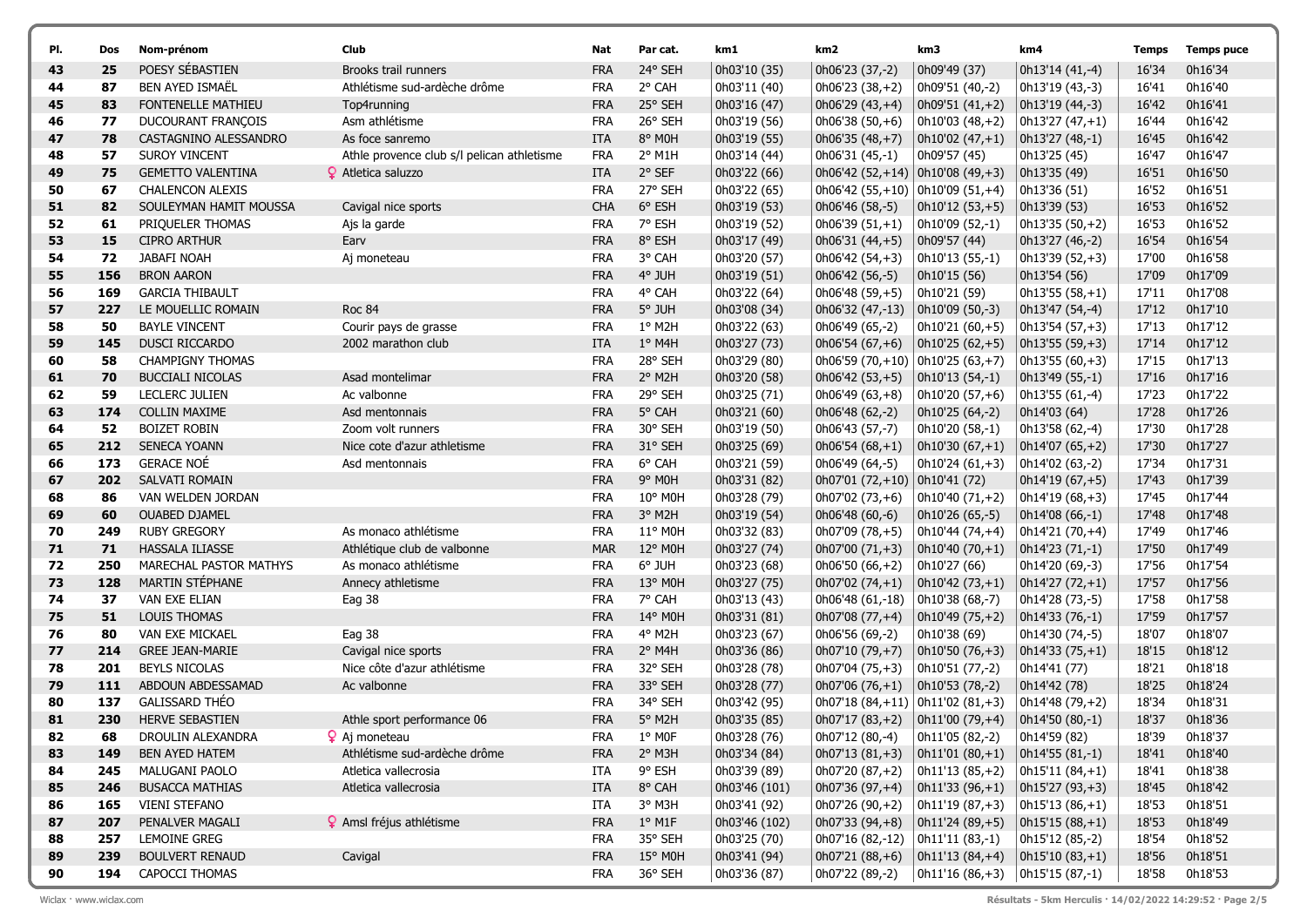| Pl. | Dos | Nom-prénom | Club | Nat | Par cat. | km1 | km2 | km3 | km4 | Temps | Temps puce |
|---|---|---|---|---|---|---|---|---|---|---|---|
| 43 | 25 | POESY SÉBASTIEN | Brooks trail runners | FRA | 24° SEH | 0h03'10 (35) | 0h06'23 (37,-2) | 0h09'49 (37) | 0h13'14 (41,-4) | 16'34 | 0h16'34 |
| 44 | 87 | BEN AYED ISMAËL | Athlétisme sud-ardèche drôme | FRA | 2° CAH | 0h03'11 (40) | 0h06'23 (38,+2) | 0h09'51 (40,-2) | 0h13'19 (43,-3) | 16'41 | 0h16'40 |
| 45 | 83 | FONTENELLE MATHIEU | Top4running | FRA | 25° SEH | 0h03'16 (47) | 0h06'29 (43,+4) | 0h09'51 (41,+2) | 0h13'19 (44,-3) | 16'42 | 0h16'41 |
| 46 | 77 | DUCOURANT FRANÇOIS | Asm athlétisme | FRA | 26° SEH | 0h03'19 (56) | 0h06'38 (50,+6) | 0h10'03 (48,+2) | 0h13'27 (47,+1) | 16'44 | 0h16'42 |
| 47 | 78 | CASTAGNINO ALESSANDRO | As foce sanremo | ITA | 8° M0H | 0h03'19 (55) | 0h06'35 (48,+7) | 0h10'02 (47,+1) | 0h13'27 (48,-1) | 16'45 | 0h16'42 |
| 48 | 57 | SUROY VINCENT | Athle provence club s/l pelican athletisme | FRA | 2° M1H | 0h03'14 (44) | 0h06'31 (45,-1) | 0h09'57 (45) | 0h13'25 (45) | 16'47 | 0h16'47 |
| 49 | 75 | GEMETTO VALENTINA | ♀ Atletica saluzzo | ITA | 2° SEF | 0h03'22 (66) | 0h06'42 (52,+14) | 0h10'08 (49,+3) | 0h13'35 (49) | 16'51 | 0h16'50 |
| 50 | 67 | CHALENCON ALEXIS | | FRA | 27° SEH | 0h03'22 (65) | 0h06'42 (55,+10) | 0h10'09 (51,+4) | 0h13'36 (51) | 16'52 | 0h16'51 |
| 51 | 82 | SOULEYMAN HAMIT MOUSSA | Cavigal nice sports | CHA | 6° ESH | 0h03'19 (53) | 0h06'46 (58,-5) | 0h10'12 (53,+5) | 0h13'39 (53) | 16'53 | 0h16'52 |
| 52 | 61 | PRIQUELER THOMAS | Ajs la garde | FRA | 7° ESH | 0h03'19 (52) | 0h06'39 (51,+1) | 0h10'09 (52,-1) | 0h13'35 (50,+2) | 16'53 | 0h16'52 |
| 53 | 15 | CIPRO ARTHUR | Earv | FRA | 8° ESH | 0h03'17 (49) | 0h06'31 (44,+5) | 0h09'57 (44) | 0h13'27 (46,-2) | 16'54 | 0h16'54 |
| 54 | 72 | JABAFI NOAH | Aj moneteau | FRA | 3° CAH | 0h03'20 (57) | 0h06'42 (54,+3) | 0h10'13 (55,-1) | 0h13'39 (52,+3) | 17'00 | 0h16'58 |
| 55 | 156 | BRON AARON | | FRA | 4° JUH | 0h03'19 (51) | 0h06'42 (56,-5) | 0h10'15 (56) | 0h13'54 (56) | 17'09 | 0h17'09 |
| 56 | 169 | GARCIA THIBAULT | | FRA | 4° CAH | 0h03'22 (64) | 0h06'48 (59,+5) | 0h10'21 (59) | 0h13'55 (58,+1) | 17'11 | 0h17'08 |
| 57 | 227 | LE MOUELLIC ROMAIN | Roc 84 | FRA | 5° JUH | 0h03'08 (34) | 0h06'32 (47,-13) | 0h10'09 (50,-3) | 0h13'47 (54,-4) | 17'12 | 0h17'10 |
| 58 | 50 | BAYLE VINCENT | Courir pays de grasse | FRA | 1° M2H | 0h03'22 (63) | 0h06'49 (65,-2) | 0h10'21 (60,+5) | 0h13'54 (57,+3) | 17'13 | 0h17'12 |
| 59 | 145 | DUSCI RICCARDO | 2002 marathon club | ITA | 1° M4H | 0h03'27 (73) | 0h06'54 (67,+6) | 0h10'25 (62,+5) | 0h13'55 (59,+3) | 17'14 | 0h17'12 |
| 60 | 58 | CHAMPIGNY THOMAS | | FRA | 28° SEH | 0h03'29 (80) | 0h06'59 (70,+10) | 0h10'25 (63,+7) | 0h13'55 (60,+3) | 17'15 | 0h17'13 |
| 61 | 70 | BUCCIALI NICOLAS | Asad montelimar | FRA | 2° M2H | 0h03'20 (58) | 0h06'42 (53,+5) | 0h10'13 (54,-1) | 0h13'49 (55,-1) | 17'16 | 0h17'16 |
| 62 | 59 | LECLERC JULIEN | Ac valbonne | FRA | 29° SEH | 0h03'25 (71) | 0h06'49 (63,+8) | 0h10'20 (57,+6) | 0h13'55 (61,-4) | 17'23 | 0h17'22 |
| 63 | 174 | COLLIN MAXIME | Asd mentonnais | FRA | 5° CAH | 0h03'21 (60) | 0h06'48 (62,-2) | 0h10'25 (64,-2) | 0h14'03 (64) | 17'28 | 0h17'26 |
| 64 | 52 | BOIZET ROBIN | Zoom volt runners | FRA | 30° SEH | 0h03'19 (50) | 0h06'43 (57,-7) | 0h10'20 (58,-1) | 0h13'58 (62,-4) | 17'30 | 0h17'28 |
| 65 | 212 | SENECA YOANN | Nice cote d'azur athletisme | FRA | 31° SEH | 0h03'25 (69) | 0h06'54 (68,+1) | 0h10'30 (67,+1) | 0h14'07 (65,+2) | 17'30 | 0h17'27 |
| 66 | 173 | GERACE NOÉ | Asd mentonnais | FRA | 6° CAH | 0h03'21 (59) | 0h06'49 (64,-5) | 0h10'24 (61,+3) | 0h14'02 (63,-2) | 17'34 | 0h17'31 |
| 67 | 202 | SALVATI ROMAIN | | FRA | 9° M0H | 0h03'31 (82) | 0h07'01 (72,+10) | 0h10'41 (72) | 0h14'19 (67,+5) | 17'43 | 0h17'39 |
| 68 | 86 | VAN WELDEN JORDAN | | FRA | 10° M0H | 0h03'28 (79) | 0h07'02 (73,+6) | 0h10'40 (71,+2) | 0h14'19 (68,+3) | 17'45 | 0h17'44 |
| 69 | 60 | OUABED DJAMEL | | FRA | 3° M2H | 0h03'19 (54) | 0h06'48 (60,-6) | 0h10'26 (65,-5) | 0h14'08 (66,-1) | 17'48 | 0h17'48 |
| 70 | 249 | RUBY GREGORY | As monaco athlétisme | FRA | 11° M0H | 0h03'32 (83) | 0h07'09 (78,+5) | 0h10'44 (74,+4) | 0h14'21 (70,+4) | 17'49 | 0h17'46 |
| 71 | 71 | HASSALA ILIASSE | Athlétique club de valbonne | MAR | 12° M0H | 0h03'27 (74) | 0h07'00 (71,+3) | 0h10'40 (70,+1) | 0h14'23 (71,-1) | 17'50 | 0h17'49 |
| 72 | 250 | MARECHAL PASTOR MATHYS | As monaco athlétisme | FRA | 6° JUH | 0h03'23 (68) | 0h06'50 (66,+2) | 0h10'27 (66) | 0h14'20 (69,-3) | 17'56 | 0h17'54 |
| 73 | 128 | MARTIN STÉPHANE | Annecy athletisme | FRA | 13° M0H | 0h03'27 (75) | 0h07'02 (74,+1) | 0h10'42 (73,+1) | 0h14'27 (72,+1) | 17'57 | 0h17'56 |
| 74 | 37 | VAN EXE ELIAN | Eag 38 | FRA | 7° CAH | 0h03'13 (43) | 0h06'48 (61,-18) | 0h10'38 (68,-7) | 0h14'28 (73,-5) | 17'58 | 0h17'58 |
| 75 | 51 | LOUIS THOMAS | | FRA | 14° M0H | 0h03'31 (81) | 0h07'08 (77,+4) | 0h10'49 (75,+2) | 0h14'33 (76,-1) | 17'59 | 0h17'57 |
| 76 | 80 | VAN EXE MICKAEL | Eag 38 | FRA | 4° M2H | 0h03'23 (67) | 0h06'56 (69,-2) | 0h10'38 (69) | 0h14'30 (74,-5) | 18'07 | 0h18'07 |
| 77 | 214 | GREE JEAN-MARIE | Cavigal nice sports | FRA | 2° M4H | 0h03'36 (86) | 0h07'10 (79,+7) | 0h10'50 (76,+3) | 0h14'33 (75,+1) | 18'15 | 0h18'12 |
| 78 | 201 | BEYLS NICOLAS | Nice côte d'azur athlétisme | FRA | 32° SEH | 0h03'28 (78) | 0h07'04 (75,+3) | 0h10'51 (77,-2) | 0h14'41 (77) | 18'21 | 0h18'18 |
| 79 | 111 | ABDOUN ABDESSAMAD | Ac valbonne | FRA | 33° SEH | 0h03'28 (77) | 0h07'06 (76,+1) | 0h10'53 (78,-2) | 0h14'42 (78) | 18'25 | 0h18'24 |
| 80 | 137 | GALISSARD THÉO | | FRA | 34° SEH | 0h03'42 (95) | 0h07'18 (84,+11) | 0h11'02 (81,+3) | 0h14'48 (79,+2) | 18'34 | 0h18'31 |
| 81 | 230 | HERVE SEBASTIEN | Athle sport performance 06 | FRA | 5° M2H | 0h03'35 (85) | 0h07'17 (83,+2) | 0h11'00 (79,+4) | 0h14'50 (80,-1) | 18'37 | 0h18'36 |
| 82 | 68 | DROULIN ALEXANDRA | ♀ Aj moneteau | FRA | 1° M0F | 0h03'28 (76) | 0h07'12 (80,-4) | 0h11'05 (82,-2) | 0h14'59 (82) | 18'39 | 0h18'37 |
| 83 | 149 | BEN AYED HATEM | Athlétisme sud-ardèche drôme | FRA | 2° M3H | 0h03'34 (84) | 0h07'13 (81,+3) | 0h11'01 (80,+1) | 0h14'55 (81,-1) | 18'41 | 0h18'40 |
| 84 | 245 | MALUGANI PAOLO | Atletica vallecrosia | ITA | 9° ESH | 0h03'39 (89) | 0h07'20 (87,+2) | 0h11'13 (85,+2) | 0h15'11 (84,+1) | 18'41 | 0h18'38 |
| 85 | 246 | BUSACCA MATHIAS | Atletica vallecrosia | ITA | 8° CAH | 0h03'46 (101) | 0h07'36 (97,+4) | 0h11'33 (96,+1) | 0h15'27 (93,+3) | 18'45 | 0h18'42 |
| 86 | 165 | VIENI STEFANO | | ITA | 3° M3H | 0h03'41 (92) | 0h07'26 (90,+2) | 0h11'19 (87,+3) | 0h15'13 (86,+1) | 18'53 | 0h18'51 |
| 87 | 207 | PENALVER MAGALI | ♀ Amsl fréjus athlétisme | FRA | 1° M1F | 0h03'46 (102) | 0h07'33 (94,+8) | 0h11'24 (89,+5) | 0h15'15 (88,+1) | 18'53 | 0h18'49 |
| 88 | 257 | LEMOINE GREG | | FRA | 35° SEH | 0h03'25 (70) | 0h07'16 (82,-12) | 0h11'11 (83,-1) | 0h15'12 (85,-2) | 18'54 | 0h18'52 |
| 89 | 239 | BOULVERT RENAUD | Cavigal | FRA | 15° M0H | 0h03'41 (94) | 0h07'21 (88,+6) | 0h11'13 (84,+4) | 0h15'10 (83,+1) | 18'56 | 0h18'51 |
| 90 | 194 | CAPOCCI THOMAS | | FRA | 36° SEH | 0h03'36 (87) | 0h07'22 (89,-2) | 0h11'16 (86,+3) | 0h15'15 (87,-1) | 18'58 | 0h18'53 |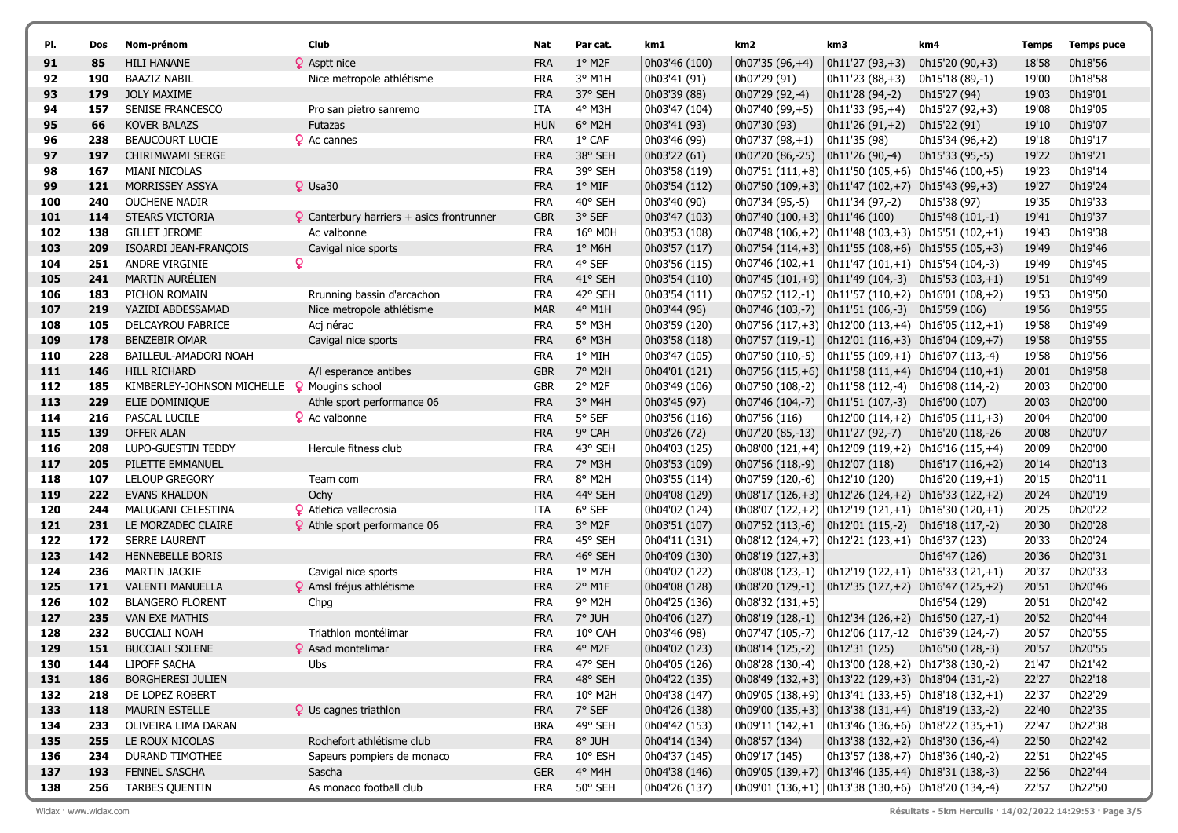| Pl. | Dos | Nom-prénom | Club | Nat | Par cat. | km1 | km2 | km3 | km4 | Temps | Temps puce |
|---|---|---|---|---|---|---|---|---|---|---|---|
| 91 | 85 | HILI HANANE | ♀ Asptt nice | FRA | 1° M2F | 0h03'46 (100) | 0h07'35 (96,+4) | 0h11'27 (93,+3) | 0h15'20 (90,+3) | 18'58 | 0h18'56 |
| 92 | 190 | BAAZIZ NABIL | Nice metropole athlétisme | FRA | 3° M1H | 0h03'41 (91) | 0h07'29 (91) | 0h11'23 (88,+3) | 0h15'18 (89,-1) | 19'00 | 0h18'58 |
| 93 | 179 | JOLY MAXIME | | FRA | 37° SEH | 0h03'39 (88) | 0h07'29 (92,-4) | 0h11'28 (94,-2) | 0h15'27 (94) | 19'03 | 0h19'01 |
| 94 | 157 | SENISE FRANCESCO | Pro san pietro sanremo | ITA | 4° M3H | 0h03'47 (104) | 0h07'40 (99,+5) | 0h11'33 (95,+4) | 0h15'27 (92,+3) | 19'08 | 0h19'05 |
| 95 | 66 | KOVER BALAZS | Futazas | HUN | 6° M2H | 0h03'41 (93) | 0h07'30 (93) | 0h11'26 (91,+2) | 0h15'22 (91) | 19'10 | 0h19'07 |
| 96 | 238 | BEAUCOURT LUCIE | ♀ Ac cannes | FRA | 1° CAF | 0h03'46 (99) | 0h07'37 (98,+1) | 0h11'35 (98) | 0h15'34 (96,+2) | 19'18 | 0h19'17 |
| 97 | 197 | CHIRIMWAMI SERGE | | FRA | 38° SEH | 0h03'22 (61) | 0h07'20 (86,-25) | 0h11'26 (90,-4) | 0h15'33 (95,-5) | 19'22 | 0h19'21 |
| 98 | 167 | MIANI NICOLAS | | FRA | 39° SEH | 0h03'58 (119) | 0h07'51 (111,+8) | 0h11'50 (105,+6) | 0h15'46 (100,+5) | 19'23 | 0h19'14 |
| 99 | 121 | MORRISSEY ASSYA | ♀ Usa30 | FRA | 1° MIF | 0h03'54 (112) | 0h07'50 (109,+3) | 0h11'47 (102,+7) | 0h15'43 (99,+3) | 19'27 | 0h19'24 |
| 100 | 240 | OUCHENE NADIR | | FRA | 40° SEH | 0h03'40 (90) | 0h07'34 (95,-5) | 0h11'34 (97,-2) | 0h15'38 (97) | 19'35 | 0h19'33 |
| 101 | 114 | STEARS VICTORIA | ♀ Canterbury harriers + asics frontrunner | GBR | 3° SEF | 0h03'47 (103) | 0h07'40 (100,+3) | 0h11'46 (100) | 0h15'48 (101,-1) | 19'41 | 0h19'37 |
| 102 | 138 | GILLET JEROME | Ac valbonne | FRA | 16° M0H | 0h03'53 (108) | 0h07'48 (106,+2) | 0h11'48 (103,+3) | 0h15'51 (102,+1) | 19'43 | 0h19'38 |
| 103 | 209 | ISOARDI JEAN-FRANÇOIS | Cavigal nice sports | FRA | 1° M6H | 0h03'57 (117) | 0h07'54 (114,+3) | 0h11'55 (108,+6) | 0h15'55 (105,+3) | 19'49 | 0h19'46 |
| 104 | 251 | ANDRE VIRGINIE | ♀ | FRA | 4° SEF | 0h03'56 (115) | 0h07'46 (102,+1 | 0h11'47 (101,+1) | 0h15'54 (104,-3) | 19'49 | 0h19'45 |
| 105 | 241 | MARTIN AURÉLIEN | | FRA | 41° SEH | 0h03'54 (110) | 0h07'45 (101,+9) | 0h11'49 (104,-3) | 0h15'53 (103,+1) | 19'51 | 0h19'49 |
| 106 | 183 | PICHON ROMAIN | Rrunning bassin d'arcachon | FRA | 42° SEH | 0h03'54 (111) | 0h07'52 (112,-1) | 0h11'57 (110,+2) | 0h16'01 (108,+2) | 19'53 | 0h19'50 |
| 107 | 219 | YAZIDI ABDESSAMAD | Nice metropole athlétisme | MAR | 4° M1H | 0h03'44 (96) | 0h07'46 (103,-7) | 0h11'51 (106,-3) | 0h15'59 (106) | 19'56 | 0h19'55 |
| 108 | 105 | DELCAYROU FABRICE | Acj nérac | FRA | 5° M3H | 0h03'59 (120) | 0h07'56 (117,+3) | 0h12'00 (113,+4) | 0h16'05 (112,+1) | 19'58 | 0h19'49 |
| 109 | 178 | BENZEBIR OMAR | Cavigal nice sports | FRA | 6° M3H | 0h03'58 (118) | 0h07'57 (119,-1) | 0h12'01 (116,+3) | 0h16'04 (109,+7) | 19'58 | 0h19'55 |
| 110 | 228 | BAILLEUL-AMADORI NOAH | | FRA | 1° MIH | 0h03'47 (105) | 0h07'50 (110,-5) | 0h11'55 (109,+1) | 0h16'07 (113,-4) | 19'58 | 0h19'56 |
| 111 | 146 | HILL RICHARD | A/l esperance antibes | GBR | 7° M2H | 0h04'01 (121) | 0h07'56 (115,+6) | 0h11'58 (111,+4) | 0h16'04 (110,+1) | 20'01 | 0h19'58 |
| 112 | 185 | KIMBERLEY-JOHNSON MICHELLE | ♀ Mougins school | GBR | 2° M2F | 0h03'49 (106) | 0h07'50 (108,-2) | 0h11'58 (112,-4) | 0h16'08 (114,-2) | 20'03 | 0h20'00 |
| 113 | 229 | ELIE DOMINIQUE | Athle sport performance 06 | FRA | 3° M4H | 0h03'45 (97) | 0h07'46 (104,-7) | 0h11'51 (107,-3) | 0h16'00 (107) | 20'03 | 0h20'00 |
| 114 | 216 | PASCAL LUCILE | ♀ Ac valbonne | FRA | 5° SEF | 0h03'56 (116) | 0h07'56 (116) | 0h12'00 (114,+2) | 0h16'05 (111,+3) | 20'04 | 0h20'00 |
| 115 | 139 | OFFER ALAN | | FRA | 9° CAH | 0h03'26 (72) | 0h07'20 (85,-13) | 0h11'27 (92,-7) | 0h16'20 (118,-26 | 20'08 | 0h20'07 |
| 116 | 208 | LUPO-GUESTIN TEDDY | Hercule fitness club | FRA | 43° SEH | 0h04'03 (125) | 0h08'00 (121,+4) | 0h12'09 (119,+2) | 0h16'16 (115,+4) | 20'09 | 0h20'00 |
| 117 | 205 | PILETTE EMMANUEL | | FRA | 7° M3H | 0h03'53 (109) | 0h07'56 (118,-9) | 0h12'07 (118) | 0h16'17 (116,+2) | 20'14 | 0h20'13 |
| 118 | 107 | LELOUP GREGORY | Team com | FRA | 8° M2H | 0h03'55 (114) | 0h07'59 (120,-6) | 0h12'10 (120) | 0h16'20 (119,+1) | 20'15 | 0h20'11 |
| 119 | 222 | EVANS KHALDON | Ochy | FRA | 44° SEH | 0h04'08 (129) | 0h08'17 (126,+3) | 0h12'26 (124,+2) | 0h16'33 (122,+2) | 20'24 | 0h20'19 |
| 120 | 244 | MALUGANI CELESTINA | ♀ Atletica vallecrosia | ITA | 6° SEF | 0h04'02 (124) | 0h08'07 (122,+2) | 0h12'19 (121,+1) | 0h16'30 (120,+1) | 20'25 | 0h20'22 |
| 121 | 231 | LE MORZADEC CLAIRE | ♀ Athle sport performance 06 | FRA | 3° M2F | 0h03'51 (107) | 0h07'52 (113,-6) | 0h12'01 (115,-2) | 0h16'18 (117,-2) | 20'30 | 0h20'28 |
| 122 | 172 | SERRE LAURENT | | FRA | 45° SEH | 0h04'11 (131) | 0h08'12 (124,+7) | 0h12'21 (123,+1) | 0h16'37 (123) | 20'33 | 0h20'24 |
| 123 | 142 | HENNEBELLE BORIS | | FRA | 46° SEH | 0h04'09 (130) | 0h08'19 (127,+3) | | 0h16'47 (126) | 20'36 | 0h20'31 |
| 124 | 236 | MARTIN JACKIE | Cavigal nice sports | FRA | 1° M7H | 0h04'02 (122) | 0h08'08 (123,-1) | 0h12'19 (122,+1) | 0h16'33 (121,+1) | 20'37 | 0h20'33 |
| 125 | 171 | VALENTI MANUELLA | ♀ Amsl fréjus athlétisme | FRA | 2° M1F | 0h04'08 (128) | 0h08'20 (129,-1) | 0h12'35 (127,+2) | 0h16'47 (125,+2) | 20'51 | 0h20'46 |
| 126 | 102 | BLANGERO FLORENT | Chpg | FRA | 9° M2H | 0h04'25 (136) | 0h08'32 (131,+5) | | 0h16'54 (129) | 20'51 | 0h20'42 |
| 127 | 235 | VAN EXE MATHIS | | FRA | 7° JUH | 0h04'06 (127) | 0h08'19 (128,-1) | 0h12'34 (126,+2) | 0h16'50 (127,-1) | 20'52 | 0h20'44 |
| 128 | 232 | BUCCIALI NOAH | Triathlon montélimar | FRA | 10° CAH | 0h03'46 (98) | 0h07'47 (105,-7) | 0h12'06 (117,-12 | 0h16'39 (124,-7) | 20'57 | 0h20'55 |
| 129 | 151 | BUCCIALI SOLENE | ♀ Asad montelimar | FRA | 4° M2F | 0h04'02 (123) | 0h08'14 (125,-2) | 0h12'31 (125) | 0h16'50 (128,-3) | 20'57 | 0h20'55 |
| 130 | 144 | LIPOFF SACHA | Ubs | FRA | 47° SEH | 0h04'05 (126) | 0h08'28 (130,-4) | 0h13'00 (128,+2) | 0h17'38 (130,-2) | 21'47 | 0h21'42 |
| 131 | 186 | BORGHERESI JULIEN | | FRA | 48° SEH | 0h04'22 (135) | 0h08'49 (132,+3) | 0h13'22 (129,+3) | 0h18'04 (131,-2) | 22'27 | 0h22'18 |
| 132 | 218 | DE LOPEZ ROBERT | | FRA | 10° M2H | 0h04'38 (147) | 0h09'05 (138,+9) | 0h13'41 (133,+5) | 0h18'18 (132,+1) | 22'37 | 0h22'29 |
| 133 | 118 | MAURIN ESTELLE | ♀ Us cagnes triathlon | FRA | 7° SEF | 0h04'26 (138) | 0h09'00 (135,+3) | 0h13'38 (131,+4) | 0h18'19 (133,-2) | 22'40 | 0h22'35 |
| 134 | 233 | OLIVEIRA LIMA DARAN | | BRA | 49° SEH | 0h04'42 (153) | 0h09'11 (142,+1 | 0h13'46 (136,+6) | 0h18'22 (135,+1) | 22'47 | 0h22'38 |
| 135 | 255 | LE ROUX NICOLAS | Rochefort athlétisme club | FRA | 8° JUH | 0h04'14 (134) | 0h08'57 (134) | 0h13'38 (132,+2) | 0h18'30 (136,-4) | 22'50 | 0h22'42 |
| 136 | 234 | DURAND TIMOTHEE | Sapeurs pompiers de monaco | FRA | 10° ESH | 0h04'37 (145) | 0h09'17 (145) | 0h13'57 (138,+7) | 0h18'36 (140,-2) | 22'51 | 0h22'45 |
| 137 | 193 | FENNEL SASCHA | Sascha | GER | 4° M4H | 0h04'38 (146) | 0h09'05 (139,+7) | 0h13'46 (135,+4) | 0h18'31 (138,-3) | 22'56 | 0h22'44 |
| 138 | 256 | TARBES QUENTIN | As monaco football club | FRA | 50° SEH | 0h04'26 (137) | 0h09'01 (136,+1) | 0h13'38 (130,+6) | 0h18'20 (134,-4) | 22'57 | 0h22'50 |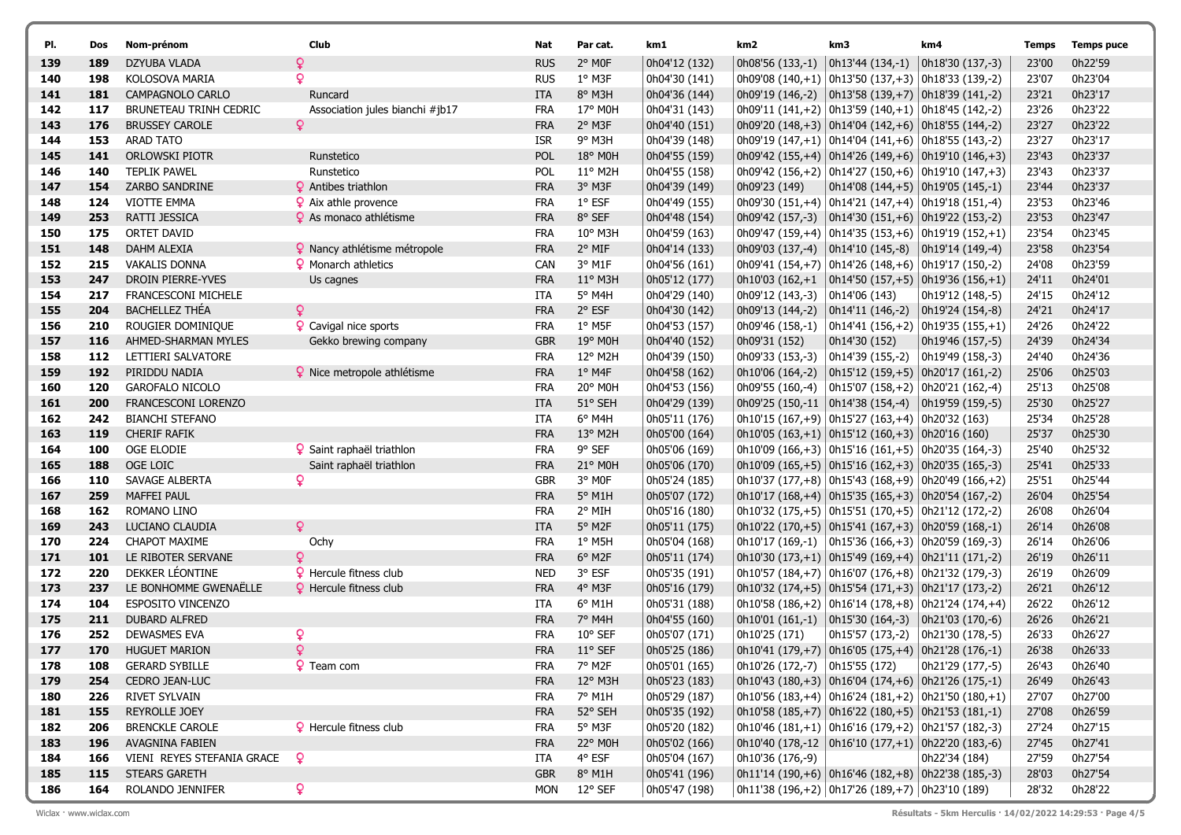| Pl. | Dos | Nom-prénom | Club | Nat | Par cat. | km1 | km2 | km3 | km4 | Temps | Temps puce |
|---|---|---|---|---|---|---|---|---|---|---|---|
| 139 | 189 | DZYUBA VLADA | ♀ | RUS | 2° M0F | 0h04'12 (132) | 0h08'56 (133,-1) | 0h13'44 (134,-1) | 0h18'30 (137,-3) | 23'00 | 0h22'59 |
| 140 | 198 | KOLOSOVA MARIA | ♀ | RUS | 1° M3F | 0h04'30 (141) | 0h09'08 (140,+1) | 0h13'50 (137,+3) | 0h18'33 (139,-2) | 23'07 | 0h23'04 |
| 141 | 181 | CAMPAGNOLO CARLO | Runcard | ITA | 8° M3H | 0h04'36 (144) | 0h09'19 (146,-2) | 0h13'58 (139,+7) | 0h18'39 (141,-2) | 23'21 | 0h23'17 |
| 142 | 117 | BRUNETEAU TRINH CEDRIC | Association jules bianchi #jb17 | FRA | 17° M0H | 0h04'31 (143) | 0h09'11 (141,+2) | 0h13'59 (140,+1) | 0h18'45 (142,-2) | 23'26 | 0h23'22 |
| 143 | 176 | BRUSSEY CAROLE | ♀ | FRA | 2° M3F | 0h04'40 (151) | 0h09'20 (148,+3) | 0h14'04 (142,+6) | 0h18'55 (144,-2) | 23'27 | 0h23'22 |
| 144 | 153 | ARAD TATO | | ISR | 9° M3H | 0h04'39 (148) | 0h09'19 (147,+1) | 0h14'04 (141,+6) | 0h18'55 (143,-2) | 23'27 | 0h23'17 |
| 145 | 141 | ORLOWSKI PIOTR | Runstetico | POL | 18° M0H | 0h04'55 (159) | 0h09'42 (155,+4) | 0h14'26 (149,+6) | 0h19'10 (146,+3) | 23'43 | 0h23'37 |
| 146 | 140 | TEPLIK PAWEL | Runstetico | POL | 11° M2H | 0h04'55 (158) | 0h09'42 (156,+2) | 0h14'27 (150,+6) | 0h19'10 (147,+3) | 23'43 | 0h23'37 |
| 147 | 154 | ZARBO SANDRINE | ♀ Antibes triathlon | FRA | 3° M3F | 0h04'39 (149) | 0h09'23 (149) | 0h14'08 (144,+5) | 0h19'05 (145,-1) | 23'44 | 0h23'37 |
| 148 | 124 | VIOTTE EMMA | ♀ Aix athle provence | FRA | 1° ESF | 0h04'49 (155) | 0h09'30 (151,+4) | 0h14'21 (147,+4) | 0h19'18 (151,-4) | 23'53 | 0h23'46 |
| 149 | 253 | RATTI JESSICA | ♀ As monaco athlétisme | FRA | 8° SEF | 0h04'48 (154) | 0h09'42 (157,-3) | 0h14'30 (151,+6) | 0h19'22 (153,-2) | 23'53 | 0h23'47 |
| 150 | 175 | ORTET DAVID | | FRA | 10° M3H | 0h04'59 (163) | 0h09'47 (159,+4) | 0h14'35 (153,+6) | 0h19'19 (152,+1) | 23'54 | 0h23'45 |
| 151 | 148 | DAHM ALEXIA | ♀ Nancy athlétisme métropole | FRA | 2° MIF | 0h04'14 (133) | 0h09'03 (137,-4) | 0h14'10 (145,-8) | 0h19'14 (149,-4) | 23'58 | 0h23'54 |
| 152 | 215 | VAKALIS DONNA | ♀ Monarch athletics | CAN | 3° M1F | 0h04'56 (161) | 0h09'41 (154,+7) | 0h14'26 (148,+6) | 0h19'17 (150,-2) | 24'08 | 0h23'59 |
| 153 | 247 | DROIN PIERRE-YVES | Us cagnes | FRA | 11° M3H | 0h05'12 (177) | 0h10'03 (162,+1 | 0h14'50 (157,+5) | 0h19'36 (156,+1) | 24'11 | 0h24'01 |
| 154 | 217 | FRANCESCONI MICHELE | | ITA | 5° M4H | 0h04'29 (140) | 0h09'12 (143,-3) | 0h14'06 (143) | 0h19'12 (148,-5) | 24'15 | 0h24'12 |
| 155 | 204 | BACHELLEZ THÉA | ♀ | FRA | 2° ESF | 0h04'30 (142) | 0h09'13 (144,-2) | 0h14'11 (146,-2) | 0h19'24 (154,-8) | 24'21 | 0h24'17 |
| 156 | 210 | ROUGIER DOMINIQUE | ♀ Cavigal nice sports | FRA | 1° M5F | 0h04'53 (157) | 0h09'46 (158,-1) | 0h14'41 (156,+2) | 0h19'35 (155,+1) | 24'26 | 0h24'22 |
| 157 | 116 | AHMED-SHARMAN MYLES | Gekko brewing company | GBR | 19° M0H | 0h04'40 (152) | 0h09'31 (152) | 0h14'30 (152) | 0h19'46 (157,-5) | 24'39 | 0h24'34 |
| 158 | 112 | LETTIERI SALVATORE | | FRA | 12° M2H | 0h04'39 (150) | 0h09'33 (153,-3) | 0h14'39 (155,-2) | 0h19'49 (158,-3) | 24'40 | 0h24'36 |
| 159 | 192 | PIRIDDU NADIA | ♀ Nice metropole athlétisme | FRA | 1° M4F | 0h04'58 (162) | 0h10'06 (164,-2) | 0h15'12 (159,+5) | 0h20'17 (161,-2) | 25'06 | 0h25'03 |
| 160 | 120 | GAROFALO NICOLO | | FRA | 20° M0H | 0h04'53 (156) | 0h09'55 (160,-4) | 0h15'07 (158,+2) | 0h20'21 (162,-4) | 25'13 | 0h25'08 |
| 161 | 200 | FRANCESCONI LORENZO | | ITA | 51° SEH | 0h04'29 (139) | 0h09'25 (150,-11 | 0h14'38 (154,-4) | 0h19'59 (159,-5) | 25'30 | 0h25'27 |
| 162 | 242 | BIANCHI STEFANO | | ITA | 6° M4H | 0h05'11 (176) | 0h10'15 (167,+9) | 0h15'27 (163,+4) | 0h20'32 (163) | 25'34 | 0h25'28 |
| 163 | 119 | CHERIF RAFIK | | FRA | 13° M2H | 0h05'00 (164) | 0h10'05 (163,+1) | 0h15'12 (160,+3) | 0h20'16 (160) | 25'37 | 0h25'30 |
| 164 | 100 | OGE ELODIE | ♀ Saint raphaël triathlon | FRA | 9° SEF | 0h05'06 (169) | 0h10'09 (166,+3) | 0h15'16 (161,+5) | 0h20'35 (164,-3) | 25'40 | 0h25'32 |
| 165 | 188 | OGE LOIC | Saint raphaël triathlon | FRA | 21° M0H | 0h05'06 (170) | 0h10'09 (165,+5) | 0h15'16 (162,+3) | 0h20'35 (165,-3) | 25'41 | 0h25'33 |
| 166 | 110 | SAVAGE ALBERTA | ♀ | GBR | 3° M0F | 0h05'24 (185) | 0h10'37 (177,+8) | 0h15'43 (168,+9) | 0h20'49 (166,+2) | 25'51 | 0h25'44 |
| 167 | 259 | MAFFEI PAUL | | FRA | 5° M1H | 0h05'07 (172) | 0h10'17 (168,+4) | 0h15'35 (165,+3) | 0h20'54 (167,-2) | 26'04 | 0h25'54 |
| 168 | 162 | ROMANO LINO | | FRA | 2° MIH | 0h05'16 (180) | 0h10'32 (175,+5) | 0h15'51 (170,+5) | 0h21'12 (172,-2) | 26'08 | 0h26'04 |
| 169 | 243 | LUCIANO CLAUDIA | ♀ | ITA | 5° M2F | 0h05'11 (175) | 0h10'22 (170,+5) | 0h15'41 (167,+3) | 0h20'59 (168,-1) | 26'14 | 0h26'08 |
| 170 | 224 | CHAPOT MAXIME | Ochy | FRA | 1° M5H | 0h05'04 (168) | 0h10'17 (169,-1) | 0h15'36 (166,+3) | 0h20'59 (169,-3) | 26'14 | 0h26'06 |
| 171 | 101 | LE RIBOTER SERVANE | ♀ | FRA | 6° M2F | 0h05'11 (174) | 0h10'30 (173,+1) | 0h15'49 (169,+4) | 0h21'11 (171,-2) | 26'19 | 0h26'11 |
| 172 | 220 | DEKKER LÉONTINE | ♀ Hercule fitness club | NED | 3° ESF | 0h05'35 (191) | 0h10'57 (184,+7) | 0h16'07 (176,+8) | 0h21'32 (179,-3) | 26'19 | 0h26'09 |
| 173 | 237 | LE BONHOMME GWENAËLLE | ♀ Hercule fitness club | FRA | 4° M3F | 0h05'16 (179) | 0h10'32 (174,+5) | 0h15'54 (171,+3) | 0h21'17 (173,-2) | 26'21 | 0h26'12 |
| 174 | 104 | ESPOSITO VINCENZO | | ITA | 6° M1H | 0h05'31 (188) | 0h10'58 (186,+2) | 0h16'14 (178,+8) | 0h21'24 (174,+4) | 26'22 | 0h26'12 |
| 175 | 211 | DUBARD ALFRED | | FRA | 7° M4H | 0h04'55 (160) | 0h10'01 (161,-1) | 0h15'30 (164,-3) | 0h21'03 (170,-6) | 26'26 | 0h26'21 |
| 176 | 252 | DEWASMES EVA | ♀ | FRA | 10° SEF | 0h05'07 (171) | 0h10'25 (171) | 0h15'57 (173,-2) | 0h21'30 (178,-5) | 26'33 | 0h26'27 |
| 177 | 170 | HUGUET MARION | ♀ | FRA | 11° SEF | 0h05'25 (186) | 0h10'41 (179,+7) | 0h16'05 (175,+4) | 0h21'28 (176,-1) | 26'38 | 0h26'33 |
| 178 | 108 | GERARD SYBILLE | ♀ Team com | FRA | 7° M2F | 0h05'01 (165) | 0h10'26 (172,-7) | 0h15'55 (172) | 0h21'29 (177,-5) | 26'43 | 0h26'40 |
| 179 | 254 | CEDRO JEAN-LUC | | FRA | 12° M3H | 0h05'23 (183) | 0h10'43 (180,+3) | 0h16'04 (174,+6) | 0h21'26 (175,-1) | 26'49 | 0h26'43 |
| 180 | 226 | RIVET SYLVAIN | | FRA | 7° M1H | 0h05'29 (187) | 0h10'56 (183,+4) | 0h16'24 (181,+2) | 0h21'50 (180,+1) | 27'07 | 0h27'00 |
| 181 | 155 | REYROLLE JOEY | | FRA | 52° SEH | 0h05'35 (192) | 0h10'58 (185,+7) | 0h16'22 (180,+5) | 0h21'53 (181,-1) | 27'08 | 0h26'59 |
| 182 | 206 | BRENCKLE CAROLE | ♀ Hercule fitness club | FRA | 5° M3F | 0h05'20 (182) | 0h10'46 (181,+1) | 0h16'16 (179,+2) | 0h21'57 (182,-3) | 27'24 | 0h27'15 |
| 183 | 196 | AVAGNINA FABIEN | | FRA | 22° M0H | 0h05'02 (166) | 0h10'40 (178,-12 | 0h16'10 (177,+1) | 0h22'20 (183,-6) | 27'45 | 0h27'41 |
| 184 | 166 | VIENI REYES STEFANIA GRACE | ♀ | ITA | 4° ESF | 0h05'04 (167) | 0h10'36 (176,-9) | | 0h22'34 (184) | 27'59 | 0h27'54 |
| 185 | 115 | STEARS GARETH | | GBR | 8° M1H | 0h05'41 (196) | 0h11'14 (190,+6) | 0h16'46 (182,+8) | 0h22'38 (185,-3) | 28'03 | 0h27'54 |
| 186 | 164 | ROLANDO JENNIFER | ♀ | MON | 12° SEF | 0h05'47 (198) | 0h11'38 (196,+2) | 0h17'26 (189,+7) | 0h23'10 (189) | 28'32 | 0h28'22 |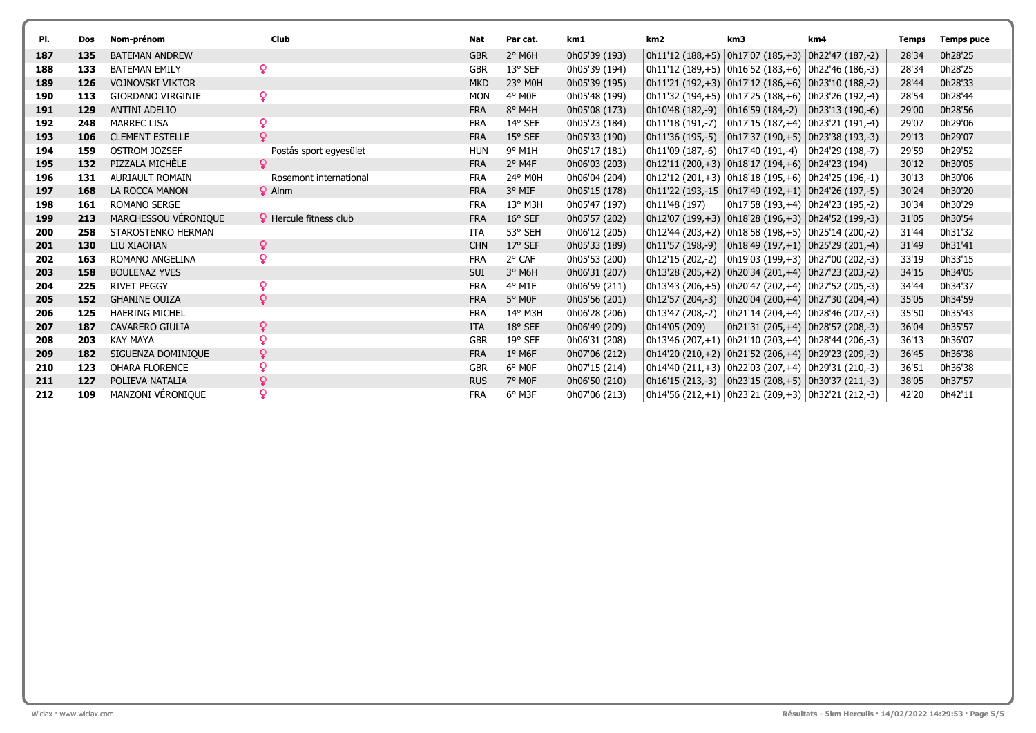| Pl. | Dos | Nom-prénom | | Club | Nat | Par cat. | km1 | km2 | km3 | km4 | Temps | Temps puce |
|---|---|---|---|---|---|---|---|---|---|---|---|---|
| 187 | 135 | BATEMAN ANDREW | | | GBR | 2° M6H | 0h05'39 (193) | 0h11'12 (188,+5) | 0h17'07 (185,+3) | 0h22'47 (187,-2) | 28'34 | 0h28'25 |
| 188 | 133 | BATEMAN EMILY | ♀ | | GBR | 13° SEF | 0h05'39 (194) | 0h11'12 (189,+5) | 0h16'52 (183,+6) | 0h22'46 (186,-3) | 28'34 | 0h28'25 |
| 189 | 126 | VOJNOVSKI VIKTOR | | | MKD | 23° M0H | 0h05'39 (195) | 0h11'21 (192,+3) | 0h17'12 (186,+6) | 0h23'10 (188,-2) | 28'44 | 0h28'33 |
| 190 | 113 | GIORDANO VIRGINIE | ♀ | | MON | 4° M0F | 0h05'48 (199) | 0h11'32 (194,+5) | 0h17'25 (188,+6) | 0h23'26 (192,-4) | 28'54 | 0h28'44 |
| 191 | 129 | ANTINI ADELIO | | | FRA | 8° M4H | 0h05'08 (173) | 0h10'48 (182,-9) | 0h16'59 (184,-2) | 0h23'13 (190,-6) | 29'00 | 0h28'56 |
| 192 | 248 | MARREC LISA | ♀ | | FRA | 14° SEF | 0h05'23 (184) | 0h11'18 (191,-7) | 0h17'15 (187,+4) | 0h23'21 (191,-4) | 29'07 | 0h29'06 |
| 193 | 106 | CLEMENT ESTELLE | ♀ | | FRA | 15° SEF | 0h05'33 (190) | 0h11'36 (195,-5) | 0h17'37 (190,+5) | 0h23'38 (193,-3) | 29'13 | 0h29'07 |
| 194 | 159 | OSTROM JOZSEF | | Postás sport egyesület | HUN | 9° M1H | 0h05'17 (181) | 0h11'09 (187,-6) | 0h17'40 (191,-4) | 0h24'29 (198,-7) | 29'59 | 0h29'52 |
| 195 | 132 | PIZZALA MICHÈLE | ♀ | | FRA | 2° M4F | 0h06'03 (203) | 0h12'11 (200,+3) | 0h18'17 (194,+6) | 0h24'23 (194) | 30'12 | 0h30'05 |
| 196 | 131 | AURIAULT ROMAIN | | Rosemont international | FRA | 24° M0H | 0h06'04 (204) | 0h12'12 (201,+3) | 0h18'18 (195,+6) | 0h24'25 (196,-1) | 30'13 | 0h30'06 |
| 197 | 168 | LA ROCCA MANON | ♀ | Alnm | FRA | 3° MIF | 0h05'15 (178) | 0h11'22 (193,-15 | 0h17'49 (192,+1) | 0h24'26 (197,-5) | 30'24 | 0h30'20 |
| 198 | 161 | ROMANO SERGE | | | FRA | 13° M3H | 0h05'47 (197) | 0h11'48 (197) | 0h17'58 (193,+4) | 0h24'23 (195,-2) | 30'34 | 0h30'29 |
| 199 | 213 | MARCHESSOU VÉRONIQUE | ♀ | Hercule fitness club | FRA | 16° SEF | 0h05'57 (202) | 0h12'07 (199,+3) | 0h18'28 (196,+3) | 0h24'52 (199,-3) | 31'05 | 0h30'54 |
| 200 | 258 | STAROSTENKO HERMAN | | | ITA | 53° SEH | 0h06'12 (205) | 0h12'44 (203,+2) | 0h18'58 (198,+5) | 0h25'14 (200,-2) | 31'44 | 0h31'32 |
| 201 | 130 | LIU XIAOHAN | ♀ | | CHN | 17° SEF | 0h05'33 (189) | 0h11'57 (198,-9) | 0h18'49 (197,+1) | 0h25'29 (201,-4) | 31'49 | 0h31'41 |
| 202 | 163 | ROMANO ANGELINA | ♀ | | FRA | 2° CAF | 0h05'53 (200) | 0h12'15 (202,-2) | 0h19'03 (199,+3) | 0h27'00 (202,-3) | 33'19 | 0h33'15 |
| 203 | 158 | BOULENAZ YVES | | | SUI | 3° M6H | 0h06'31 (207) | 0h13'28 (205,+2) | 0h20'34 (201,+4) | 0h27'23 (203,-2) | 34'15 | 0h34'05 |
| 204 | 225 | RIVET PEGGY | ♀ | | FRA | 4° M1F | 0h06'59 (211) | 0h13'43 (206,+5) | 0h20'47 (202,+4) | 0h27'52 (205,-3) | 34'44 | 0h34'37 |
| 205 | 152 | GHANINE OUIZA | ♀ | | FRA | 5° M0F | 0h05'56 (201) | 0h12'57 (204,-3) | 0h20'04 (200,+4) | 0h27'30 (204,-4) | 35'05 | 0h34'59 |
| 206 | 125 | HAERING MICHEL | | | FRA | 14° M3H | 0h06'28 (206) | 0h13'47 (208,-2) | 0h21'14 (204,+4) | 0h28'46 (207,-3) | 35'50 | 0h35'43 |
| 207 | 187 | CAVARERO GIULIA | ♀ | | ITA | 18° SEF | 0h06'49 (209) | 0h14'05 (209) | 0h21'31 (205,+4) | 0h28'57 (208,-3) | 36'04 | 0h35'57 |
| 208 | 203 | KAY MAYA | ♀ | | GBR | 19° SEF | 0h06'31 (208) | 0h13'46 (207,+1) | 0h21'10 (203,+4) | 0h28'44 (206,-3) | 36'13 | 0h36'07 |
| 209 | 182 | SIGUENZA DOMINIQUE | ♀ | | FRA | 1° M6F | 0h07'06 (212) | 0h14'20 (210,+2) | 0h21'52 (206,+4) | 0h29'23 (209,-3) | 36'45 | 0h36'38 |
| 210 | 123 | OHARA FLORENCE | ♀ | | GBR | 6° M0F | 0h07'15 (214) | 0h14'40 (211,+3) | 0h22'03 (207,+4) | 0h29'31 (210,-3) | 36'51 | 0h36'38 |
| 211 | 127 | POLIEVA NATALIA | ♀ | | RUS | 7° M0F | 0h06'50 (210) | 0h16'15 (213,-3) | 0h23'15 (208,+5) | 0h30'37 (211,-3) | 38'05 | 0h37'57 |
| 212 | 109 | MANZONI VÉRONIQUE | ♀ | | FRA | 6° M3F | 0h07'06 (213) | 0h14'56 (212,+1) | 0h23'21 (209,+3) | 0h32'21 (212,-3) | 42'20 | 0h42'11 |